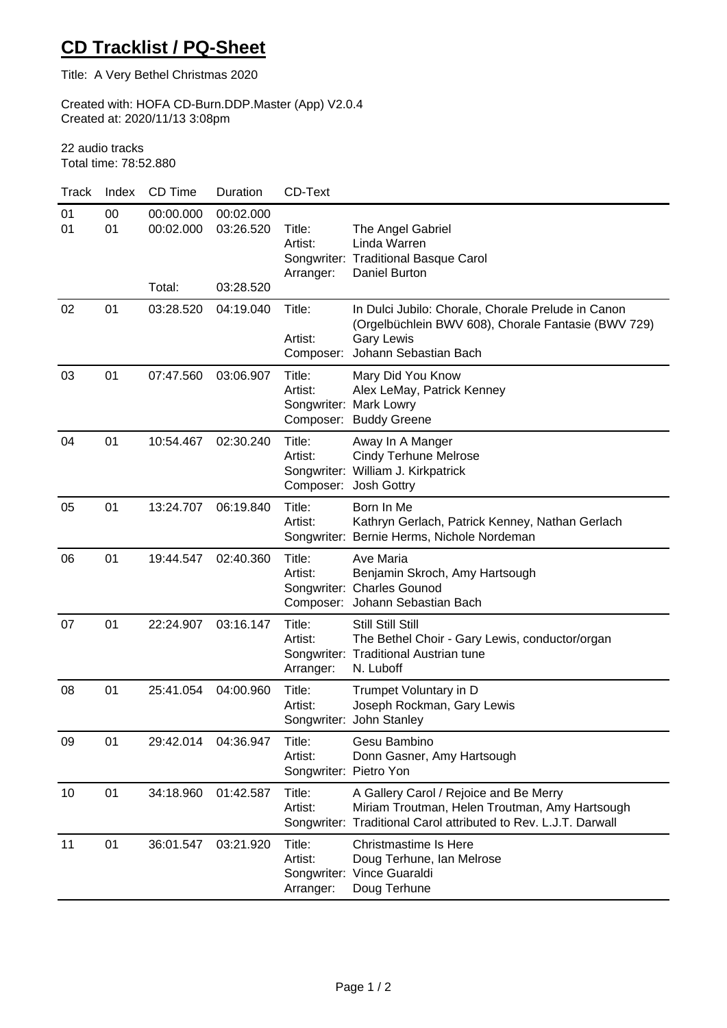# CD Tracklist / PQ-Sheet

Title: A Very Bethel Christmas 2020

Created with: HOFA CD-Burn.DDP.Master (App) V2.0.4
Created at: 2020/11/13 3:08pm

22 audio tracks
Total time: 78:52.880

| Track | Index | CD Time | Duration | CD-Text | |
|---|---|---|---|---|---|
| 01 | 00 | 00:00.000 | 00:02.000 | | |
| 01 | 01 | 00:02.000 | 03:26.520 | Title:<br>Artist:<br>Songwriter:<br>Arranger: | The Angel Gabriel<br>Linda Warren<br>Traditional Basque Carol<br>Daniel Burton |
| | | Total: | 03:28.520 | | |
| 02 | 01 | 03:28.520 | 04:19.040 | Title:<br><br>Artist:<br>Composer: | In Dulci Jubilo: Chorale, Chorale Prelude in Canon (Orgelbüchlein BWV 608), Chorale Fantasie (BWV 729)<br>Gary Lewis<br>Johann Sebastian Bach |
| 03 | 01 | 07:47.560 | 03:06.907 | Title:<br>Artist:<br>Songwriter:<br>Composer: | Mary Did You Know<br>Alex LeMay, Patrick Kenney<br>Mark Lowry<br>Buddy Greene |
| 04 | 01 | 10:54.467 | 02:30.240 | Title:<br>Artist:<br>Songwriter:<br>Composer: | Away In A Manger<br>Cindy Terhune Melrose<br>William J. Kirkpatrick<br>Josh Gottry |
| 05 | 01 | 13:24.707 | 06:19.840 | Title:<br>Artist:<br>Songwriter: | Born In Me<br>Kathryn Gerlach, Patrick Kenney, Nathan Gerlach<br>Bernie Herms, Nichole Nordeman |
| 06 | 01 | 19:44.547 | 02:40.360 | Title:<br>Artist:<br>Songwriter:<br>Composer: | Ave Maria<br>Benjamin Skroch, Amy Hartsough<br>Charles Gounod<br>Johann Sebastian Bach |
| 07 | 01 | 22:24.907 | 03:16.147 | Title:<br>Artist:<br>Songwriter:<br>Arranger: | Still Still Still<br>The Bethel Choir - Gary Lewis, conductor/organ<br>Traditional Austrian tune<br>N. Luboff |
| 08 | 01 | 25:41.054 | 04:00.960 | Title:<br>Artist:<br>Songwriter: | Trumpet Voluntary in D<br>Joseph Rockman, Gary Lewis<br>John Stanley |
| 09 | 01 | 29:42.014 | 04:36.947 | Title:<br>Artist:<br>Songwriter: | Gesu Bambino<br>Donn Gasner, Amy Hartsough<br>Pietro Yon |
| 10 | 01 | 34:18.960 | 01:42.587 | Title:<br>Artist:<br>Songwriter: | A Gallery Carol / Rejoice and Be Merry<br>Miriam Troutman, Helen Troutman, Amy Hartsough<br>Traditional Carol attributed to Rev. L.J.T. Darwall |
| 11 | 01 | 36:01.547 | 03:21.920 | Title:<br>Artist:<br>Songwriter:<br>Arranger: | Christmastime Is Here<br>Doug Terhune, Ian Melrose<br>Vince Guaraldi<br>Doug Terhune |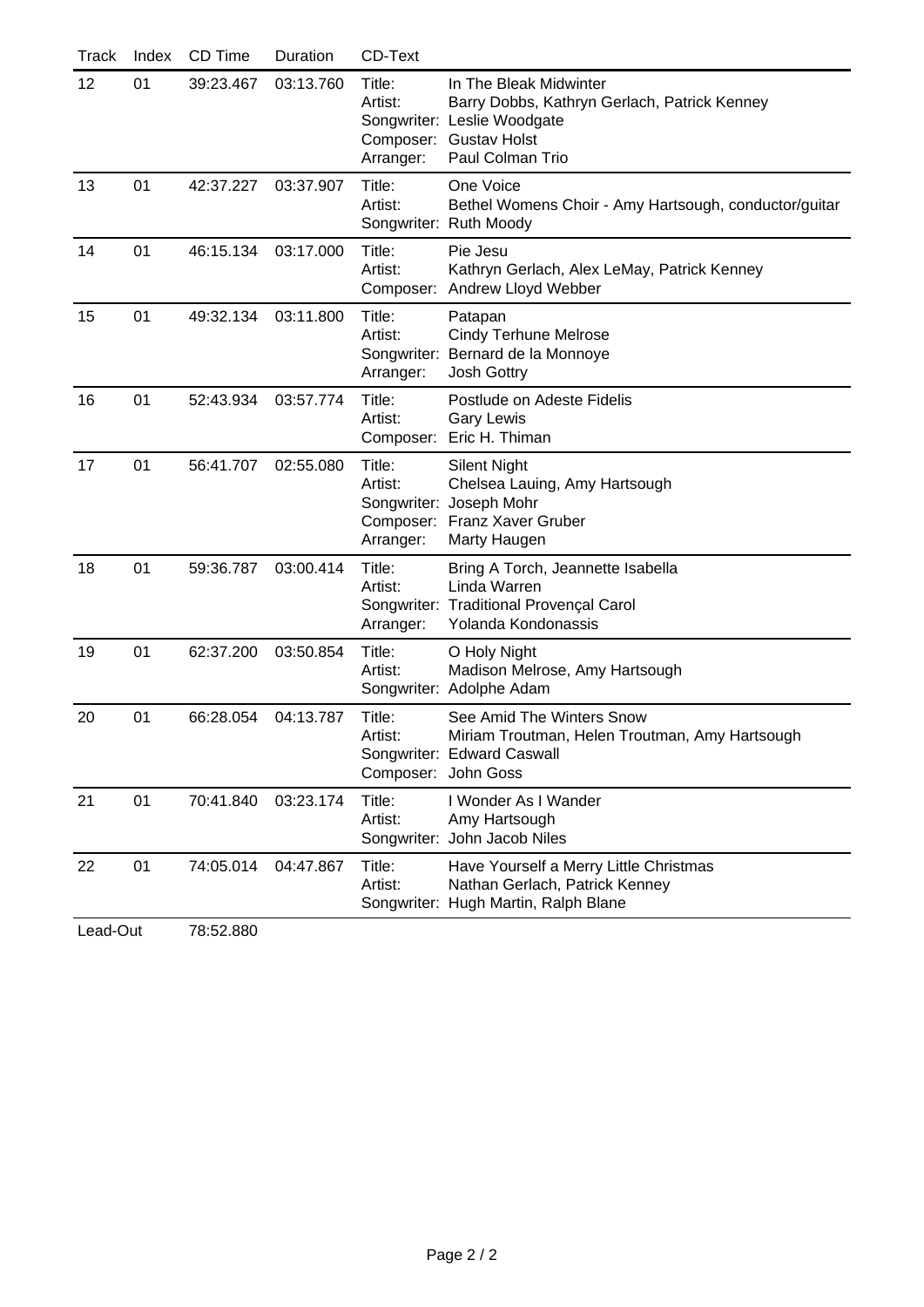| Track | Index | CD Time | Duration | CD-Text | |
|---|---|---|---|---|---|
| 12 | 01 | 39:23.467 | 03:13.760 | Title:<br>Artist:<br>Songwriter:<br>Composer:<br>Arranger: | In The Bleak Midwinter<br>Barry Dobbs, Kathryn Gerlach, Patrick Kenney<br>Leslie Woodgate<br>Gustav Holst<br>Paul Colman Trio |
| 13 | 01 | 42:37.227 | 03:37.907 | Title:<br>Artist:<br>Songwriter: | One Voice<br>Bethel Womens Choir - Amy Hartsough, conductor/guitar<br>Ruth Moody |
| 14 | 01 | 46:15.134 | 03:17.000 | Title:<br>Artist:<br>Composer: | Pie Jesu<br>Kathryn Gerlach, Alex LeMay, Patrick Kenney<br>Andrew Lloyd Webber |
| 15 | 01 | 49:32.134 | 03:11.800 | Title:<br>Artist:<br>Songwriter:<br>Arranger: | Patapan<br>Cindy Terhune Melrose<br>Bernard de la Monnoye<br>Josh Gottry |
| 16 | 01 | 52:43.934 | 03:57.774 | Title:<br>Artist:<br>Composer: | Postlude on Adeste Fidelis<br>Gary Lewis<br>Eric H. Thiman |
| 17 | 01 | 56:41.707 | 02:55.080 | Title:<br>Artist:<br>Songwriter:<br>Composer:<br>Arranger: | Silent Night<br>Chelsea Lauing, Amy Hartsough<br>Joseph Mohr<br>Franz Xaver Gruber<br>Marty Haugen |
| 18 | 01 | 59:36.787 | 03:00.414 | Title:<br>Artist:<br>Songwriter:<br>Arranger: | Bring A Torch, Jeannette Isabella<br>Linda Warren<br>Traditional Provençal Carol<br>Yolanda Kondonassis |
| 19 | 01 | 62:37.200 | 03:50.854 | Title:<br>Artist:<br>Songwriter: | O Holy Night<br>Madison Melrose, Amy Hartsough<br>Adolphe Adam |
| 20 | 01 | 66:28.054 | 04:13.787 | Title:<br>Artist:<br>Songwriter:<br>Composer: | See Amid The Winters Snow<br>Miriam Troutman, Helen Troutman, Amy Hartsough<br>Edward Caswall<br>John Goss |
| 21 | 01 | 70:41.840 | 03:23.174 | Title:<br>Artist:<br>Songwriter: | I Wonder As I Wander<br>Amy Hartsough<br>John Jacob Niles |
| 22 | 01 | 74:05.014 | 04:47.867 | Title:<br>Artist:<br>Songwriter: | Have Yourself a Merry Little Christmas<br>Nathan Gerlach, Patrick Kenney<br>Hugh Martin, Ralph Blane |
| Lead-Out | | 78:52.880 | | | |